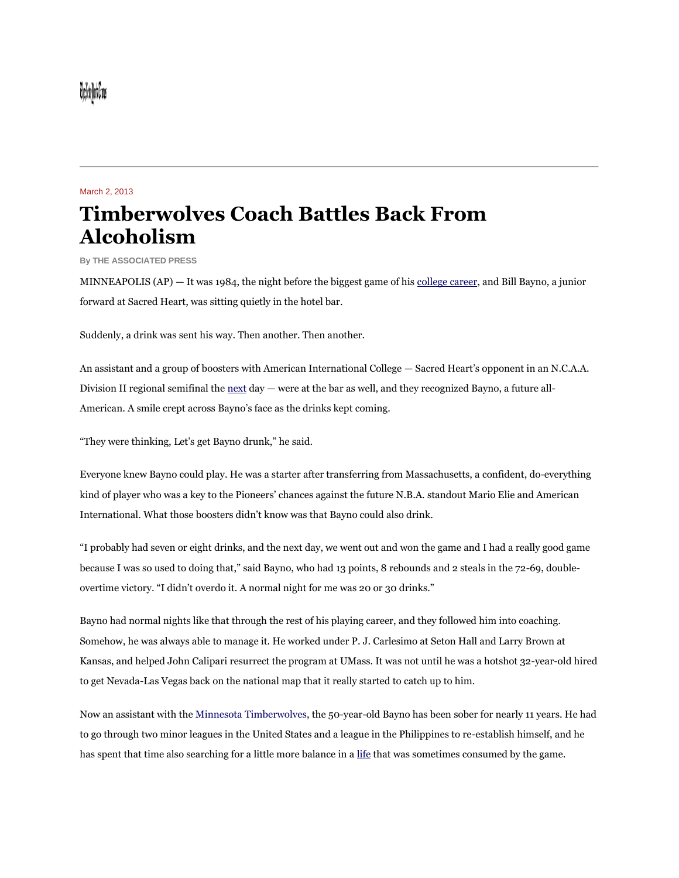March 2, 2013

# Timberwolves Coach Battles Back From Alcoholism

By THE ASSOCIATED PRESS

MINNEAPOLIS (AP) — It was 1984, the night before the biggest game of his college career, and Bill Bayno, a junior forward at Sacred Heart, was sitting quietly in the hotel bar.

Suddenly, a drink was sent his way. Then another. Then another.

An assistant and a group of boosters with American International College — Sacred Heart's opponent in an N.C.A.A. Division II regional semifinal the next day — were at the bar as well, and they recognized Bayno, a future all-American. A smile crept across Bayno's face as the drinks kept coming.

"They were thinking, Let's get Bayno drunk," he said.

Everyone knew Bayno could play. He was a starter after transferring from Massachusetts, a confident, do-everything kind of player who was a key to the Pioneers' chances against the future N.B.A. standout Mario Elie and American International. What those boosters didn't know was that Bayno could also drink.

"I probably had seven or eight drinks, and the next day, we went out and won the game and I had a really good game because I was so used to doing that," said Bayno, who had 13 points, 8 rebounds and 2 steals in the 72-69, double-overtime victory. "I didn't overdo it. A normal night for me was 20 or 30 drinks."

Bayno had normal nights like that through the rest of his playing career, and they followed him into coaching. Somehow, he was always able to manage it. He worked under P. J. Carlesimo at Seton Hall and Larry Brown at Kansas, and helped John Calipari resurrect the program at UMass. It was not until he was a hotshot 32-year-old hired to get Nevada-Las Vegas back on the national map that it really started to catch up to him.

Now an assistant with the Minnesota Timberwolves, the 50-year-old Bayno has been sober for nearly 11 years. He had to go through two minor leagues in the United States and a league in the Philippines to re-establish himself, and he has spent that time also searching for a little more balance in a life that was sometimes consumed by the game.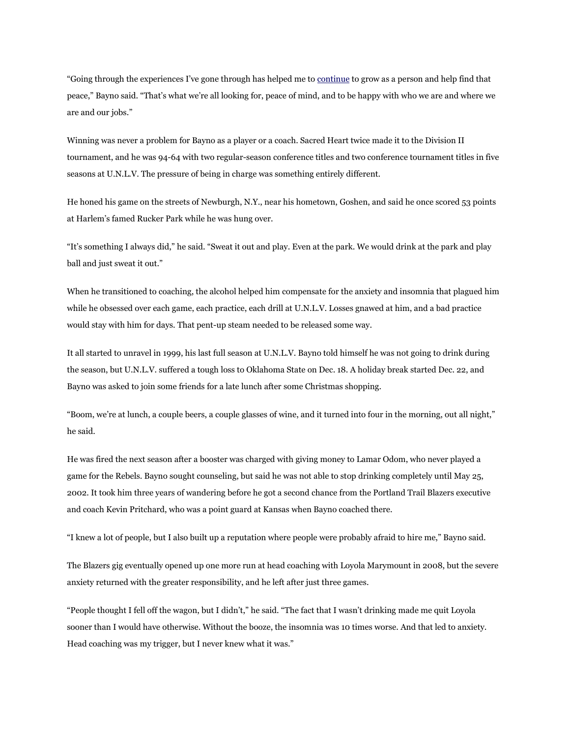“Going through the experiences I’ve gone through has helped me to continue to grow as a person and help find that peace,” Bayno said. “That’s what we’re all looking for, peace of mind, and to be happy with who we are and where we are and our jobs.”

Winning was never a problem for Bayno as a player or a coach. Sacred Heart twice made it to the Division II tournament, and he was 94-64 with two regular-season conference titles and two conference tournament titles in five seasons at U.N.L.V. The pressure of being in charge was something entirely different.

He honed his game on the streets of Newburgh, N.Y., near his hometown, Goshen, and said he once scored 53 points at Harlem’s famed Rucker Park while he was hung over.

“It’s something I always did,” he said. “Sweat it out and play. Even at the park. We would drink at the park and play ball and just sweat it out.”

When he transitioned to coaching, the alcohol helped him compensate for the anxiety and insomnia that plagued him while he obsessed over each game, each practice, each drill at U.N.L.V. Losses gnawed at him, and a bad practice would stay with him for days. That pent-up steam needed to be released some way.

It all started to unravel in 1999, his last full season at U.N.L.V. Bayno told himself he was not going to drink during the season, but U.N.L.V. suffered a tough loss to Oklahoma State on Dec. 18. A holiday break started Dec. 22, and Bayno was asked to join some friends for a late lunch after some Christmas shopping.

“Boom, we’re at lunch, a couple beers, a couple glasses of wine, and it turned into four in the morning, out all night,” he said.

He was fired the next season after a booster was charged with giving money to Lamar Odom, who never played a game for the Rebels. Bayno sought counseling, but said he was not able to stop drinking completely until May 25, 2002. It took him three years of wandering before he got a second chance from the Portland Trail Blazers executive and coach Kevin Pritchard, who was a point guard at Kansas when Bayno coached there.

“I knew a lot of people, but I also built up a reputation where people were probably afraid to hire me,” Bayno said.

The Blazers gig eventually opened up one more run at head coaching with Loyola Marymount in 2008, but the severe anxiety returned with the greater responsibility, and he left after just three games.

“People thought I fell off the wagon, but I didn’t,” he said. “The fact that I wasn’t drinking made me quit Loyola sooner than I would have otherwise. Without the booze, the insomnia was 10 times worse. And that led to anxiety. Head coaching was my trigger, but I never knew what it was.”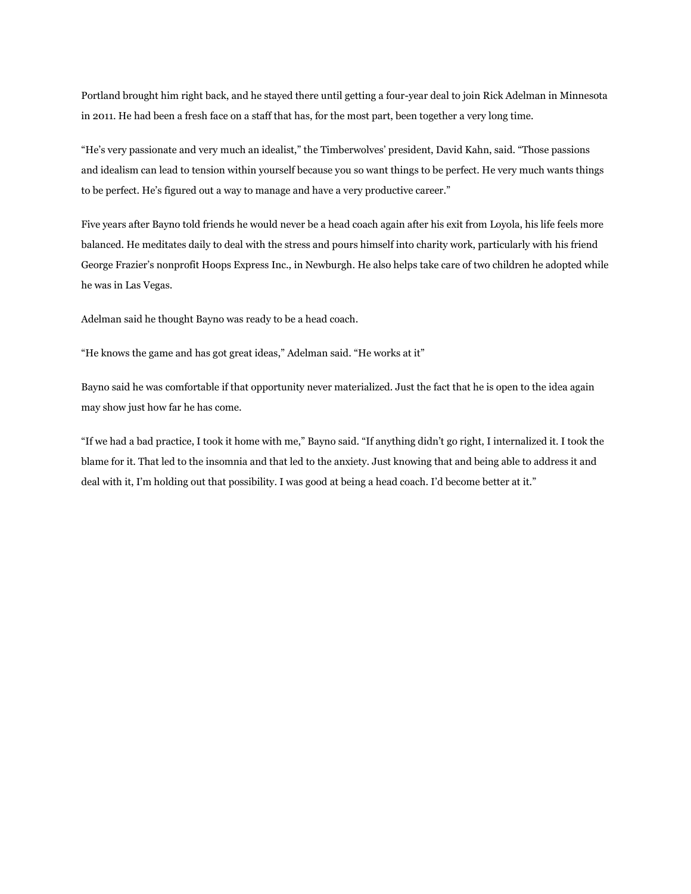Portland brought him right back, and he stayed there until getting a four-year deal to join Rick Adelman in Minnesota in 2011. He had been a fresh face on a staff that has, for the most part, been together a very long time.

"He's very passionate and very much an idealist," the Timberwolves' president, David Kahn, said. "Those passions and idealism can lead to tension within yourself because you so want things to be perfect. He very much wants things to be perfect. He's figured out a way to manage and have a very productive career."

Five years after Bayno told friends he would never be a head coach again after his exit from Loyola, his life feels more balanced. He meditates daily to deal with the stress and pours himself into charity work, particularly with his friend George Frazier's nonprofit Hoops Express Inc., in Newburgh. He also helps take care of two children he adopted while he was in Las Vegas.

Adelman said he thought Bayno was ready to be a head coach.

"He knows the game and has got great ideas," Adelman said. "He works at it"

Bayno said he was comfortable if that opportunity never materialized. Just the fact that he is open to the idea again may show just how far he has come.

"If we had a bad practice, I took it home with me," Bayno said. "If anything didn't go right, I internalized it. I took the blame for it. That led to the insomnia and that led to the anxiety. Just knowing that and being able to address it and deal with it, I'm holding out that possibility. I was good at being a head coach. I'd become better at it."